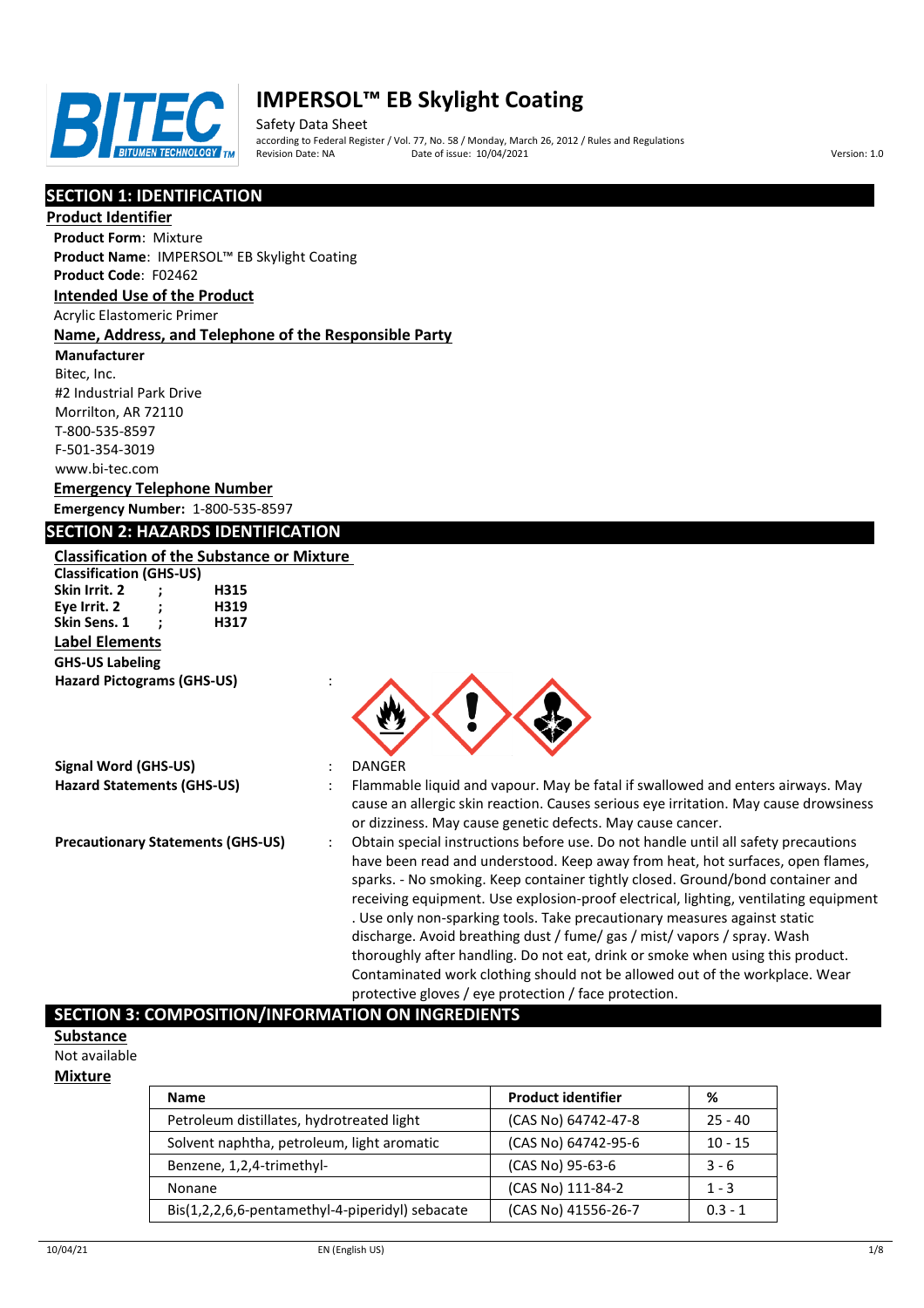# IMPERSOL™ EB Skylight Coating

Safety Data Sheet

according to Federal Register / Vol. 77, No. 58 / Monday, March 26, 2012 / Rules and Regulations

Revision Date: NA Date of issue: 10/04/2021 Version: 1.0

## SECTION 1: IDENTIFICATION

### Product Identifier

**Product Form**: Mixture

**Product Name**: IMPERSOL™ EB Skylight Coating

**Product Code**: F02462

### Intended Use of the Product

Acrylic Elastomeric Primer

### Name, Address, and Telephone of the Responsible Party

**Manufacturer**

Bitec, Inc.
#2 Industrial Park Drive
Morrilton, AR 72110
T-800-535-8597
F-501-354-3019
www.bi-tec.com

### Emergency Telephone Number

**Emergency Number:** 1-800-535-8597

## SECTION 2: HAZARDS IDENTIFICATION

### Classification of the Substance or Mixture

**Classification (GHS-US)**

| | | |
|---|---|---|
| **Skin Irrit. 2** | **;** | **H315** |
| **Eye Irrit. 2** | **;** | **H319** |
| **Skin Sens. 1** | **;** | **H317** |

### Label Elements

**GHS-US Labeling**

**Hazard Pictograms (GHS-US)** :

**Signal Word (GHS-US)** : DANGER

**Hazard Statements (GHS-US)** : Flammable liquid and vapour. May be fatal if swallowed and enters airways. May cause an allergic skin reaction. Causes serious eye irritation. May cause drowsiness or dizziness. May cause genetic defects. May cause cancer.

**Precautionary Statements (GHS-US)** : Obtain special instructions before use. Do not handle until all safety precautions have been read and understood. Keep away from heat, hot surfaces, open flames, sparks. - No smoking. Keep container tightly closed. Ground/bond container and receiving equipment. Use explosion-proof electrical, lighting, ventilating equipment . Use only non-sparking tools. Take precautionary measures against static discharge. Avoid breathing dust / fume/ gas / mist/ vapors / spray. Wash thoroughly after handling. Do not eat, drink or smoke when using this product. Contaminated work clothing should not be allowed out of the workplace. Wear protective gloves / eye protection / face protection.

## SECTION 3: COMPOSITION/INFORMATION ON INGREDIENTS

### Substance

Not available

### Mixture

| Name | Product identifier | % |
|---|---|---|
| Petroleum distillates, hydrotreated light | (CAS No) 64742-47-8 | 25 - 40 |
| Solvent naphtha, petroleum, light aromatic | (CAS No) 64742-95-6 | 10 - 15 |
| Benzene, 1,2,4-trimethyl- | (CAS No) 95-63-6 | 3 - 6 |
| Nonane | (CAS No) 111-84-2 | 1 - 3 |
| Bis(1,2,2,6,6-pentamethyl-4-piperidyl) sebacate | (CAS No) 41556-26-7 | 0.3 - 1 |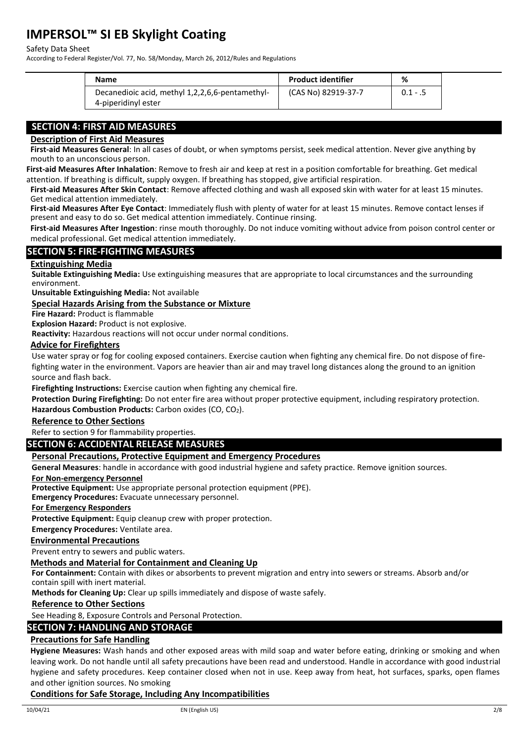| Name | Product identifier | % |
|---|---|---|
| Decanedioic acid, methyl 1,2,2,6,6-pentamethyl-4-piperidinyl ester | (CAS No) 82919-37-7 | 0.1 - .5 |

## SECTION 4: FIRST AID MEASURES

### Description of First Aid Measures

**First-aid Measures General**: In all cases of doubt, or when symptoms persist, seek medical attention. Never give anything by mouth to an unconscious person.

**First-aid Measures After Inhalation**: Remove to fresh air and keep at rest in a position comfortable for breathing. Get medical attention. If breathing is difficult, supply oxygen. If breathing has stopped, give artificial respiration.

**First-aid Measures After Skin Contact**: Remove affected clothing and wash all exposed skin with water for at least 15 minutes. Get medical attention immediately.

**First-aid Measures After Eye Contact**: Immediately flush with plenty of water for at least 15 minutes. Remove contact lenses if present and easy to do so. Get medical attention immediately. Continue rinsing.

**First-aid Measures After Ingestion**: rinse mouth thoroughly. Do not induce vomiting without advice from poison control center or medical professional. Get medical attention immediately.

## SECTION 5: FIRE-FIGHTING MEASURES

### Extinguishing Media

**Suitable Extinguishing Media:** Use extinguishing measures that are appropriate to local circumstances and the surrounding environment.

**Unsuitable Extinguishing Media:** Not available

### Special Hazards Arising from the Substance or Mixture

**Fire Hazard:** Product is flammable

**Explosion Hazard:** Product is not explosive.

**Reactivity:** Hazardous reactions will not occur under normal conditions.

### Advice for Firefighters

Use water spray or fog for cooling exposed containers. Exercise caution when fighting any chemical fire. Do not dispose of fire-fighting water in the environment. Vapors are heavier than air and may travel long distances along the ground to an ignition source and flash back.

**Firefighting Instructions:** Exercise caution when fighting any chemical fire.

**Protection During Firefighting:** Do not enter fire area without proper protective equipment, including respiratory protection.

**Hazardous Combustion Products:** Carbon oxides (CO, $CO_2$).

### Reference to Other Sections

Refer to section 9 for flammability properties.

## SECTION 6: ACCIDENTAL RELEASE MEASURES

### Personal Precautions, Protective Equipment and Emergency Procedures

**General Measures**: handle in accordance with good industrial hygiene and safety practice. Remove ignition sources.

**For Non-emergency Personnel**

**Protective Equipment:** Use appropriate personal protection equipment (PPE).

**Emergency Procedures:** Evacuate unnecessary personnel.

**For Emergency Responders**

**Protective Equipment:** Equip cleanup crew with proper protection.

**Emergency Procedures:** Ventilate area.

### Environmental Precautions

Prevent entry to sewers and public waters.

### Methods and Material for Containment and Cleaning Up

**For Containment:** Contain with dikes or absorbents to prevent migration and entry into sewers or streams. Absorb and/or contain spill with inert material.

**Methods for Cleaning Up:** Clear up spills immediately and dispose of waste safely.

### Reference to Other Sections

See Heading 8, Exposure Controls and Personal Protection.

## SECTION 7: HANDLING AND STORAGE

### Precautions for Safe Handling

**Hygiene Measures:** Wash hands and other exposed areas with mild soap and water before eating, drinking or smoking and when leaving work. Do not handle until all safety precautions have been read and understood. Handle in accordance with good industrial hygiene and safety procedures. Keep container closed when not in use. Keep away from heat, hot surfaces, sparks, open flames and other ignition sources. No smoking

### Conditions for Safe Storage, Including Any Incompatibilities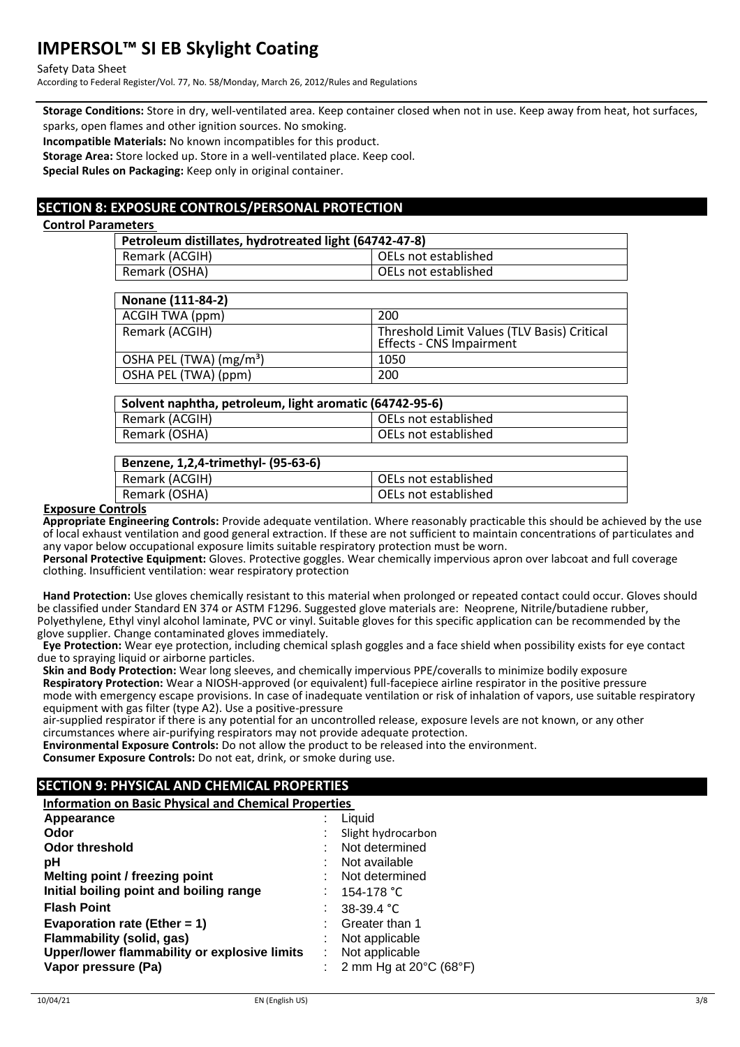**Storage Conditions:** Store in dry, well-ventilated area. Keep container closed when not in use. Keep away from heat, hot surfaces, sparks, open flames and other ignition sources. No smoking.

**Incompatible Materials:** No known incompatibles for this product.

**Storage Area:** Store locked up. Store in a well-ventilated place. Keep cool.

**Special Rules on Packaging:** Keep only in original container.

## SECTION 8: EXPOSURE CONTROLS/PERSONAL PROTECTION

### Control Parameters

| Petroleum distillates, hydrotreated light (64742-47-8) | |
|---|---|
| Remark (ACGIH) | OELs not established |
| Remark (OSHA) | OELs not established |

| Nonane (111-84-2) | |
|---|---|
| ACGIH TWA (ppm) | 200 |
| Remark (ACGIH) | Threshold Limit Values (TLV Basis) Critical Effects - CNS Impairment |
| OSHA PEL (TWA) (mg/m³) | 1050 |
| OSHA PEL (TWA) (ppm) | 200 |

| Solvent naphtha, petroleum, light aromatic (64742-95-6) | |
|---|---|
| Remark (ACGIH) | OELs not established |
| Remark (OSHA) | OELs not established |

| Benzene, 1,2,4-trimethyl- (95-63-6) | |
|---|---|
| Remark (ACGIH) | OELs not established |
| Remark (OSHA) | OELs not established |

### Exposure Controls

**Appropriate Engineering Controls:** Provide adequate ventilation. Where reasonably practicable this should be achieved by the use of local exhaust ventilation and good general extraction. If these are not sufficient to maintain concentrations of particulates and any vapor below occupational exposure limits suitable respiratory protection must be worn.

**Personal Protective Equipment:** Gloves. Protective goggles. Wear chemically impervious apron over labcoat and full coverage clothing. Insufficient ventilation: wear respiratory protection

**Hand Protection:** Use gloves chemically resistant to this material when prolonged or repeated contact could occur. Gloves should be classified under Standard EN 374 or ASTM F1296. Suggested glove materials are: Neoprene, Nitrile/butadiene rubber, Polyethylene, Ethyl vinyl alcohol laminate, PVC or vinyl. Suitable gloves for this specific application can be recommended by the glove supplier. Change contaminated gloves immediately.

**Eye Protection:** Wear eye protection, including chemical splash goggles and a face shield when possibility exists for eye contact due to spraying liquid or airborne particles.

**Skin and Body Protection:** Wear long sleeves, and chemically impervious PPE/coveralls to minimize bodily exposure

**Respiratory Protection:** Wear a NIOSH-approved (or equivalent) full-facepiece airline respirator in the positive pressure mode with emergency escape provisions. In case of inadequate ventilation or risk of inhalation of vapors, use suitable respiratory equipment with gas filter (type A2). Use a positive-pressure air-supplied respirator if there is any potential for an uncontrolled release, exposure levels are not known, or any other circumstances where air-purifying respirators may not provide adequate protection.

**Environmental Exposure Controls:** Do not allow the product to be released into the environment.

**Consumer Exposure Controls:** Do not eat, drink, or smoke during use.

## SECTION 9: PHYSICAL AND CHEMICAL PROPERTIES

### Information on Basic Physical and Chemical Properties

| | |
|---|---|
| **Appearance** | Liquid |
| **Odor** | Slight hydrocarbon |
| **Odor threshold** | Not determined |
| **pH** | Not available |
| **Melting point / freezing point** | Not determined |
| **Initial boiling point and boiling range** | 154-178 °C |
| **Flash Point** | 38-39.4 °C |
| **Evaporation rate (Ether = 1)** | Greater than 1 |
| **Flammability (solid, gas)** | Not applicable |
| **Upper/lower flammability or explosive limits** | Not applicable |
| **Vapor pressure (Pa)** | 2 mm Hg at 20°C (68°F) |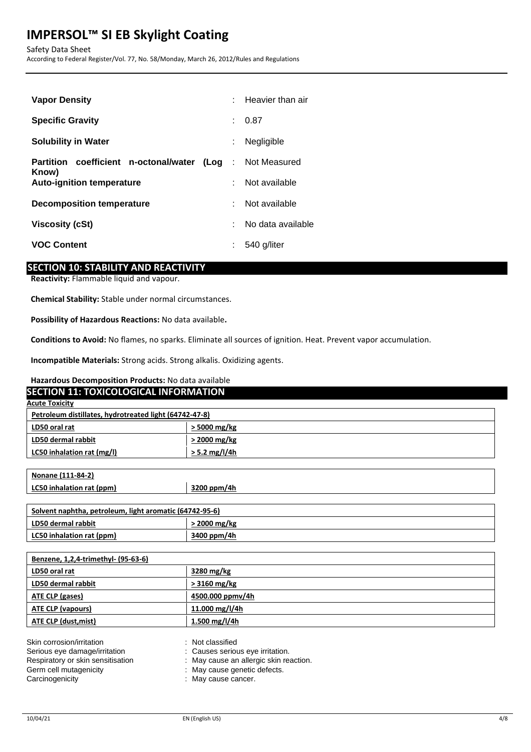| | |
|---|---|
| **Vapor Density** | : Heavier than air |
| **Specific Gravity** | : 0.87 |
| **Solubility in Water** | : Negligible |
| **Partition coefficient n-octonal/water (Log Know)** | : Not Measured |
| **Auto-ignition temperature** | : Not available |
| **Decomposition temperature** | : Not available |
| **Viscosity (cSt)** | : No data available |
| **VOC Content** | : 540 g/liter |

## SECTION 10: STABILITY AND REACTIVITY

**Reactivity:** Flammable liquid and vapour.

**Chemical Stability:** Stable under normal circumstances.

**Possibility of Hazardous Reactions:** No data available**.**

**Conditions to Avoid:** No flames, no sparks. Eliminate all sources of ignition. Heat. Prevent vapor accumulation.

**Incompatible Materials:** Strong acids. Strong alkalis. Oxidizing agents.

**Hazardous Decomposition Products:** No data available

## SECTION 11: TOXICOLOGICAL INFORMATION

**Acute Toxicity**

| Petroleum distillates, hydrotreated light (64742-47-8) | |
|---|---|
| LD50 oral rat | > 5000 mg/kg |
| LD50 dermal rabbit | > 2000 mg/kg |
| LC50 inhalation rat (mg/l) | > 5.2 mg/l/4h |

| Nonane (111-84-2) | |
|---|---|
| LC50 inhalation rat (ppm) | 3200 ppm/4h |

| Solvent naphtha, petroleum, light aromatic (64742-95-6) | |
|---|---|
| LD50 dermal rabbit | > 2000 mg/kg |
| LC50 inhalation rat (ppm) | 3400 ppm/4h |

| Benzene, 1,2,4-trimethyl- (95-63-6) | |
|---|---|
| LD50 oral rat | 3280 mg/kg |
| LD50 dermal rabbit | > 3160 mg/kg |
| ATE CLP (gases) | 4500.000 ppmv/4h |
| ATE CLP (vapours) | 11.000 mg/l/4h |
| ATE CLP (dust,mist) | 1.500 mg/l/4h |

| | |
|---|---|
| Skin corrosion/irritation | : Not classified |
| Serious eye damage/irritation | : Causes serious eye irritation. |
| Respiratory or skin sensitisation | : May cause an allergic skin reaction. |
| Germ cell mutagenicity | : May cause genetic defects. |
| Carcinogenicity | : May cause cancer. |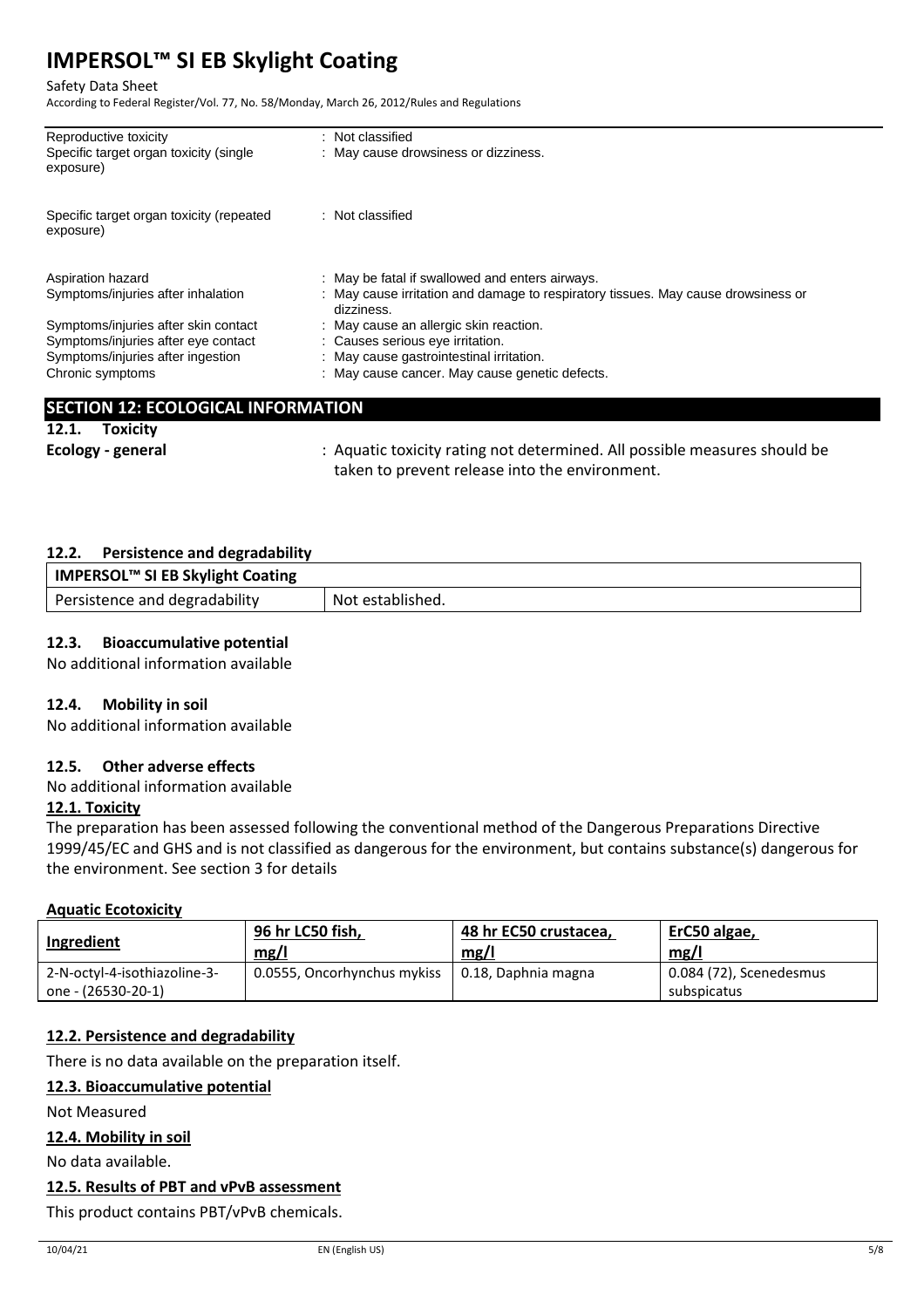| | |
|---|---|
| Reproductive toxicity | : Not classified |
| Specific target organ toxicity (single exposure) | : May cause drowsiness or dizziness. |
| Specific target organ toxicity (repeated exposure) | : Not classified |
| Aspiration hazard | : May be fatal if swallowed and enters airways. |
| Symptoms/injuries after inhalation | : May cause irritation and damage to respiratory tissues. May cause drowsiness or dizziness. |
| Symptoms/injuries after skin contact | : May cause an allergic skin reaction. |
| Symptoms/injuries after eye contact | : Causes serious eye irritation. |
| Symptoms/injuries after ingestion | : May cause gastrointestinal irritation. |
| Chronic symptoms | : May cause cancer. May cause genetic defects. |

## SECTION 12: ECOLOGICAL INFORMATION

### 12.1. Toxicity

**Ecology - general** : Aquatic toxicity rating not determined. All possible measures should be taken to prevent release into the environment.

### 12.2. Persistence and degradability

| IMPERSOL™ SI EB Skylight Coating | |
|---|---|
| Persistence and degradability | Not established. |

### 12.3. Bioaccumulative potential

No additional information available

### 12.4. Mobility in soil

No additional information available

### 12.5. Other adverse effects

No additional information available

**12.1. Toxicity**

The preparation has been assessed following the conventional method of the Dangerous Preparations Directive 1999/45/EC and GHS and is not classified as dangerous for the environment, but contains substance(s) dangerous for the environment. See section 3 for details

**Aquatic Ecotoxicity**

| Ingredient | 96 hr LC50 fish, mg/l | 48 hr EC50 crustacea, mg/l | ErC50 algae, mg/l |
|---|---|---|---|
| 2-N-octyl-4-isothiazoline-3-one - (26530-20-1) | 0.0555, Oncorhynchus mykiss | 0.18, Daphnia magna | 0.084 (72), Scenedesmus subspicatus |

**12.2. Persistence and degradability**

There is no data available on the preparation itself.

**12.3. Bioaccumulative potential**

Not Measured

**12.4. Mobility in soil**

No data available.

**12.5. Results of PBT and vPvB assessment**

This product contains PBT/vPvB chemicals.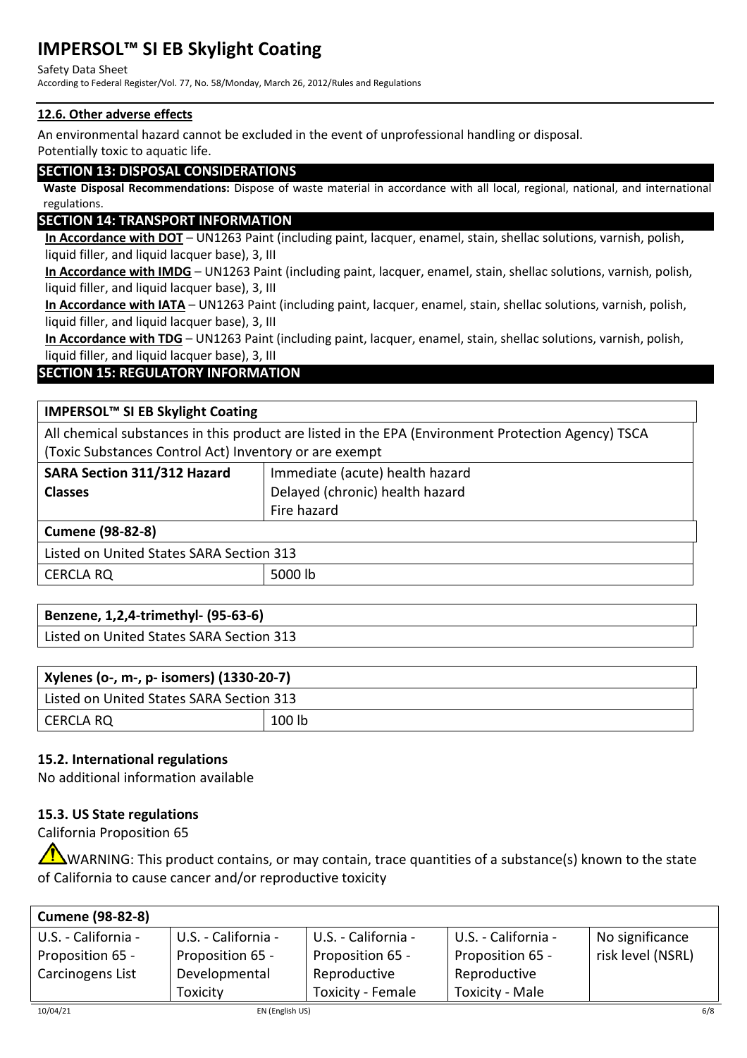#### 12.6. Other adverse effects

An environmental hazard cannot be excluded in the event of unprofessional handling or disposal.
Potentially toxic to aquatic life.

## SECTION 13: DISPOSAL CONSIDERATIONS

**Waste Disposal Recommendations:** Dispose of waste material in accordance with all local, regional, national, and international regulations.

## SECTION 14: TRANSPORT INFORMATION

**In Accordance with DOT** – UN1263 Paint (including paint, lacquer, enamel, stain, shellac solutions, varnish, polish, liquid filler, and liquid lacquer base), 3, III

**In Accordance with IMDG** – UN1263 Paint (including paint, lacquer, enamel, stain, shellac solutions, varnish, polish, liquid filler, and liquid lacquer base), 3, III

**In Accordance with IATA** – UN1263 Paint (including paint, lacquer, enamel, stain, shellac solutions, varnish, polish, liquid filler, and liquid lacquer base), 3, III

**In Accordance with TDG** – UN1263 Paint (including paint, lacquer, enamel, stain, shellac solutions, varnish, polish, liquid filler, and liquid lacquer base), 3, III

## SECTION 15: REGULATORY INFORMATION

| **IMPERSOL™ SI EB Skylight Coating** | |
|---|---|
| All chemical substances in this product are listed in the EPA (Environment Protection Agency) TSCA (Toxic Substances Control Act) Inventory or are exempt | |
| **SARA Section 311/312 Hazard Classes** | Immediate (acute) health hazard<br>Delayed (chronic) health hazard<br>Fire hazard |
| **Cumene (98-82-8)** | |
| Listed on United States SARA Section 313 | |
| CERCLA RQ | 5000 lb |

| **Benzene, 1,2,4-trimethyl- (95-63-6)** |
|---|
| Listed on United States SARA Section 313 |

| **Xylenes (o-, m-, p- isomers) (1330-20-7)** | |
|---|---|
| Listed on United States SARA Section 313 | |
| CERCLA RQ | 100 lb |

### 15.2. International regulations

No additional information available

### 15.3. US State regulations

California Proposition 65

WARNING: This product contains, or may contain, trace quantities of a substance(s) known to the state of California to cause cancer and/or reproductive toxicity

| **Cumene (98-82-8)** | | | | |
|---|---|---|---|---|
| U.S. - California - Proposition 65 - Carcinogens List | U.S. - California - Proposition 65 - Developmental Toxicity | U.S. - California - Proposition 65 - Reproductive Toxicity - Female | U.S. - California - Proposition 65 - Reproductive Toxicity - Male | No significance risk level (NSRL) |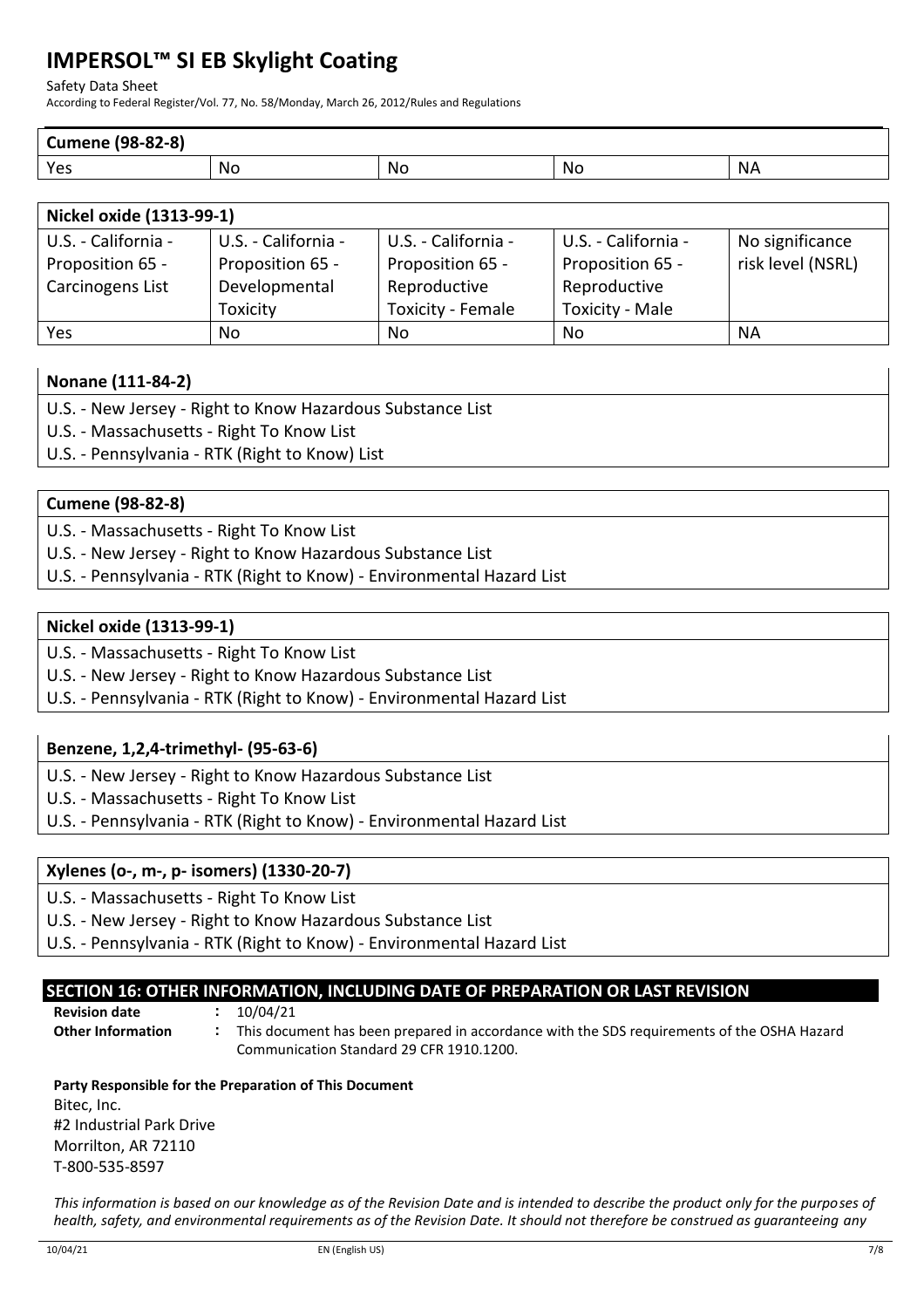| Cumene (98-82-8) | | | | |
|---|---|---|---|---|
| Yes | No | No | No | NA |

| Nickel oxide (1313-99-1) | | | | |
|---|---|---|---|---|
| U.S. - California - Proposition 65 - Carcinogens List | U.S. - California - Proposition 65 - Developmental Toxicity | U.S. - California - Proposition 65 - Reproductive Toxicity - Female | U.S. - California - Proposition 65 - Reproductive Toxicity - Male | No significance risk level (NSRL) |
| Yes | No | No | No | NA |

**Nonane (111-84-2)**

- U.S. - New Jersey - Right to Know Hazardous Substance List
- U.S. - Massachusetts - Right To Know List
- U.S. - Pennsylvania - RTK (Right to Know) List

**Cumene (98-82-8)**

- U.S. - Massachusetts - Right To Know List
- U.S. - New Jersey - Right to Know Hazardous Substance List
- U.S. - Pennsylvania - RTK (Right to Know) - Environmental Hazard List

**Nickel oxide (1313-99-1)**

- U.S. - Massachusetts - Right To Know List
- U.S. - New Jersey - Right to Know Hazardous Substance List
- U.S. - Pennsylvania - RTK (Right to Know) - Environmental Hazard List

**Benzene, 1,2,4-trimethyl- (95-63-6)**

- U.S. - New Jersey - Right to Know Hazardous Substance List
- U.S. - Massachusetts - Right To Know List
- U.S. - Pennsylvania - RTK (Right to Know) - Environmental Hazard List

**Xylenes (o-, m-, p- isomers) (1330-20-7)**

- U.S. - Massachusetts - Right To Know List
- U.S. - New Jersey - Right to Know Hazardous Substance List
- U.S. - Pennsylvania - RTK (Right to Know) - Environmental Hazard List

## SECTION 16: OTHER INFORMATION, INCLUDING DATE OF PREPARATION OR LAST REVISION

**Revision date** : 10/04/21

**Other Information** : This document has been prepared in accordance with the SDS requirements of the OSHA Hazard Communication Standard 29 CFR 1910.1200.

**Party Responsible for the Preparation of This Document**

Bitec, Inc.
#2 Industrial Park Drive
Morrilton, AR 72110
T-800-535-8597

*This information is based on our knowledge as of the Revision Date and is intended to describe the product only for the purposes of health, safety, and environmental requirements as of the Revision Date. It should not therefore be construed as guaranteeing any*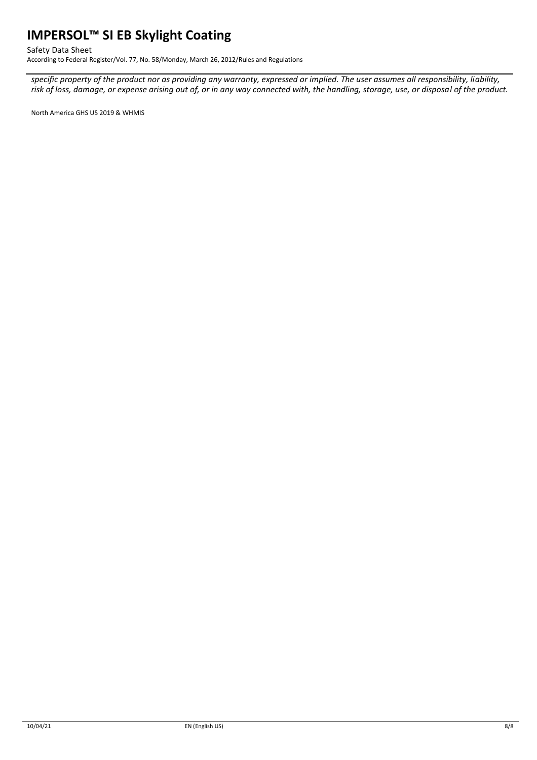*specific property of the product nor as providing any warranty, expressed or implied. The user assumes all responsibility, liability, risk of loss, damage, or expense arising out of, or in any way connected with, the handling, storage, use, or disposal of the product.*

North America GHS US 2019 & WHMIS